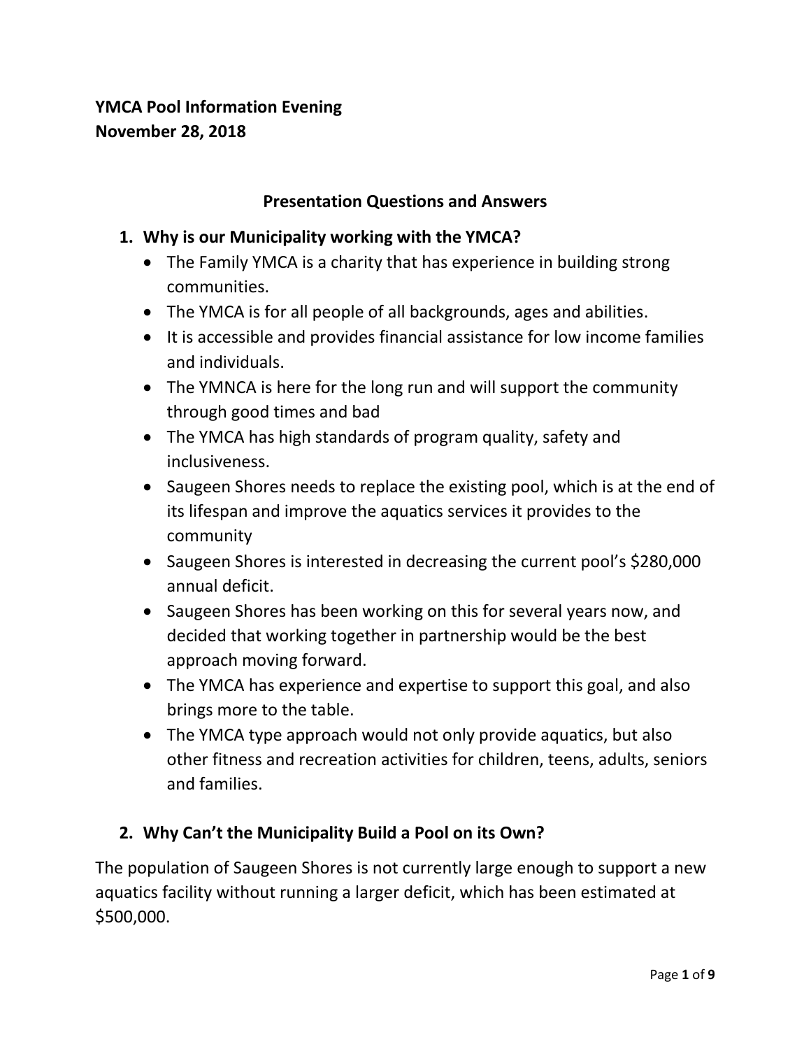**YMCA Pool Information Evening**
**November 28, 2018**

## Presentation Questions and Answers

### 1. Why is our Municipality working with the YMCA?

- The Family YMCA is a charity that has experience in building strong communities.
- The YMCA is for all people of all backgrounds, ages and abilities.
- It is accessible and provides financial assistance for low income families and individuals.
- The YMNCA is here for the long run and will support the community through good times and bad
- The YMCA has high standards of program quality, safety and inclusiveness.
- Saugeen Shores needs to replace the existing pool, which is at the end of its lifespan and improve the aquatics services it provides to the community
- Saugeen Shores is interested in decreasing the current pool's $280,000 annual deficit.
- Saugeen Shores has been working on this for several years now, and decided that working together in partnership would be the best approach moving forward.
- The YMCA has experience and expertise to support this goal, and also brings more to the table.
- The YMCA type approach would not only provide aquatics, but also other fitness and recreation activities for children, teens, adults, seniors and families.

### 2. Why Can't the Municipality Build a Pool on its Own?

The population of Saugeen Shores is not currently large enough to support a new aquatics facility without running a larger deficit, which has been estimated at $500,000.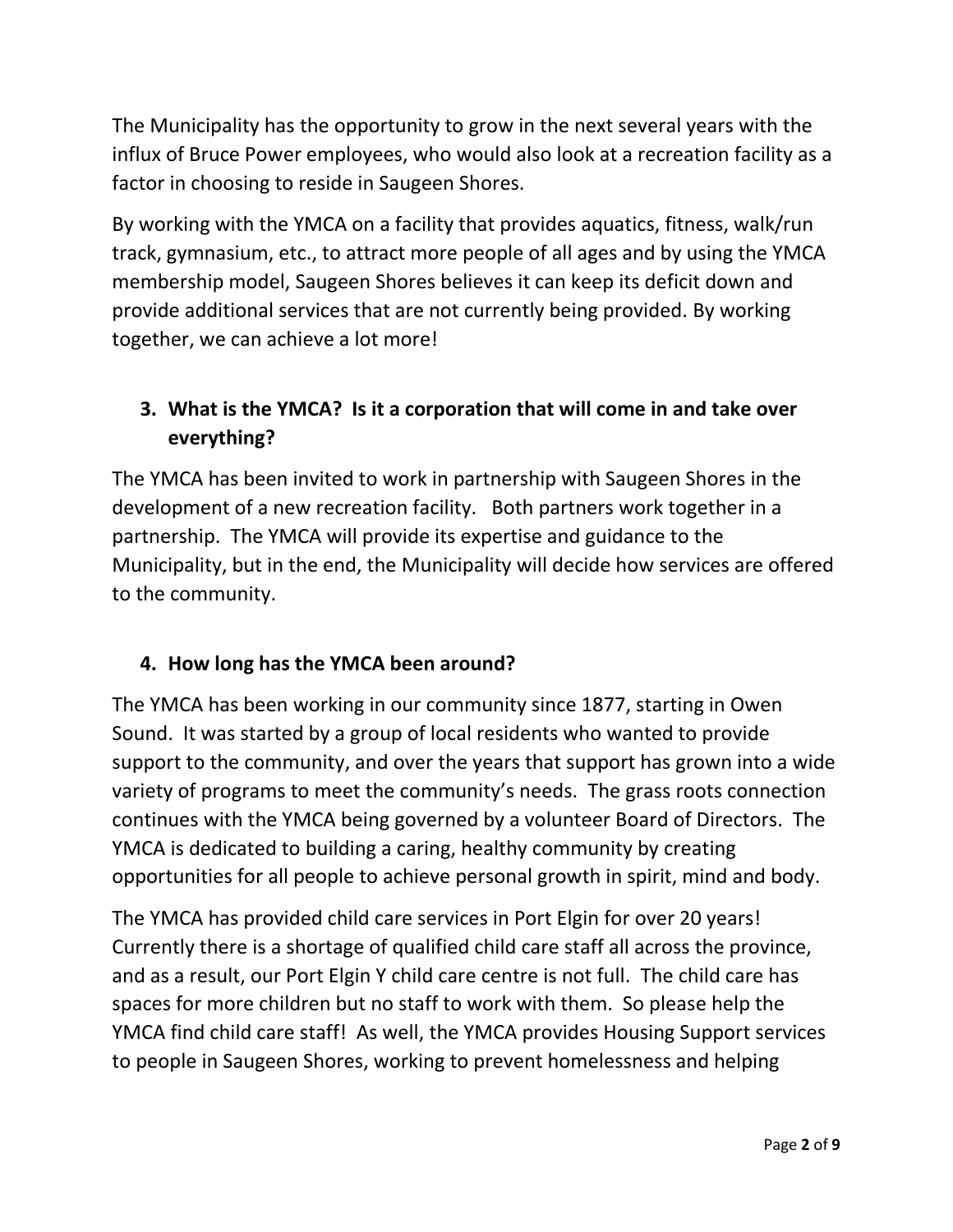The Municipality has the opportunity to grow in the next several years with the influx of Bruce Power employees, who would also look at a recreation facility as a factor in choosing to reside in Saugeen Shores.

By working with the YMCA on a facility that provides aquatics, fitness, walk/run track, gymnasium, etc., to attract more people of all ages and by using the YMCA membership model, Saugeen Shores believes it can keep its deficit down and provide additional services that are not currently being provided. By working together, we can achieve a lot more!

3. **What is the YMCA? Is it a corporation that will come in and take over everything?**

The YMCA has been invited to work in partnership with Saugeen Shores in the development of a new recreation facility. Both partners work together in a partnership. The YMCA will provide its expertise and guidance to the Municipality, but in the end, the Municipality will decide how services are offered to the community.

4. **How long has the YMCA been around?**

The YMCA has been working in our community since 1877, starting in Owen Sound. It was started by a group of local residents who wanted to provide support to the community, and over the years that support has grown into a wide variety of programs to meet the community's needs. The grass roots connection continues with the YMCA being governed by a volunteer Board of Directors. The YMCA is dedicated to building a caring, healthy community by creating opportunities for all people to achieve personal growth in spirit, mind and body.

The YMCA has provided child care services in Port Elgin for over 20 years! Currently there is a shortage of qualified child care staff all across the province, and as a result, our Port Elgin Y child care centre is not full. The child care has spaces for more children but no staff to work with them. So please help the YMCA find child care staff! As well, the YMCA provides Housing Support services to people in Saugeen Shores, working to prevent homelessness and helping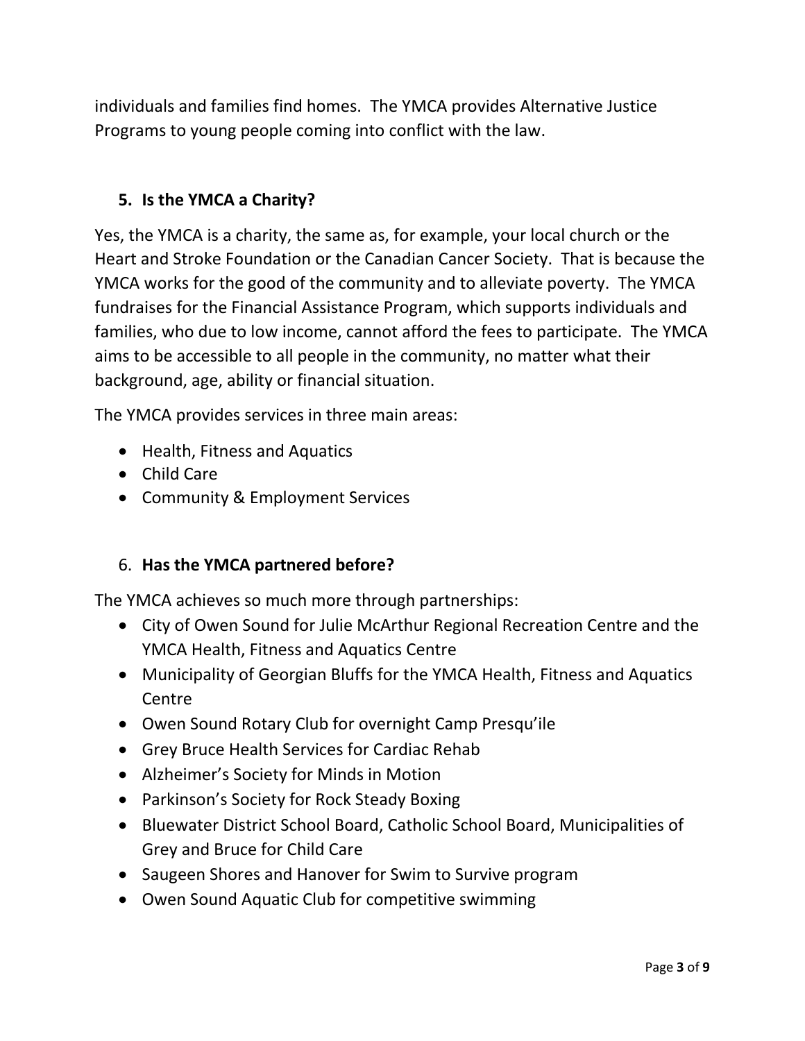individuals and families find homes. The YMCA provides Alternative Justice Programs to young people coming into conflict with the law.

## 5. Is the YMCA a Charity?

Yes, the YMCA is a charity, the same as, for example, your local church or the Heart and Stroke Foundation or the Canadian Cancer Society. That is because the YMCA works for the good of the community and to alleviate poverty. The YMCA fundraises for the Financial Assistance Program, which supports individuals and families, who due to low income, cannot afford the fees to participate. The YMCA aims to be accessible to all people in the community, no matter what their background, age, ability or financial situation.

The YMCA provides services in three main areas:

- Health, Fitness and Aquatics
- Child Care
- Community & Employment Services

## 6. Has the YMCA partnered before?

The YMCA achieves so much more through partnerships:

- City of Owen Sound for Julie McArthur Regional Recreation Centre and the YMCA Health, Fitness and Aquatics Centre
- Municipality of Georgian Bluffs for the YMCA Health, Fitness and Aquatics Centre
- Owen Sound Rotary Club for overnight Camp Presqu'ile
- Grey Bruce Health Services for Cardiac Rehab
- Alzheimer's Society for Minds in Motion
- Parkinson's Society for Rock Steady Boxing
- Bluewater District School Board, Catholic School Board, Municipalities of Grey and Bruce for Child Care
- Saugeen Shores and Hanover for Swim to Survive program
- Owen Sound Aquatic Club for competitive swimming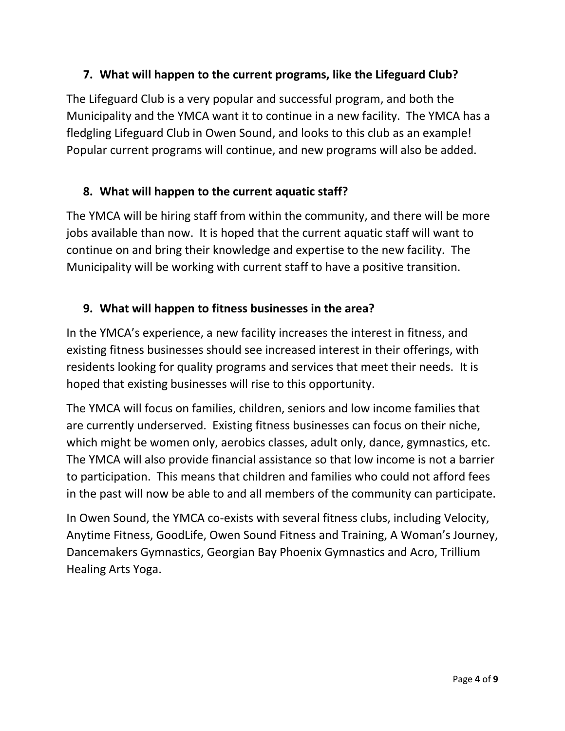### 7. What will happen to the current programs, like the Lifeguard Club?

The Lifeguard Club is a very popular and successful program, and both the Municipality and the YMCA want it to continue in a new facility. The YMCA has a fledgling Lifeguard Club in Owen Sound, and looks to this club as an example! Popular current programs will continue, and new programs will also be added.

### 8. What will happen to the current aquatic staff?

The YMCA will be hiring staff from within the community, and there will be more jobs available than now. It is hoped that the current aquatic staff will want to continue on and bring their knowledge and expertise to the new facility. The Municipality will be working with current staff to have a positive transition.

### 9. What will happen to fitness businesses in the area?

In the YMCA's experience, a new facility increases the interest in fitness, and existing fitness businesses should see increased interest in their offerings, with residents looking for quality programs and services that meet their needs. It is hoped that existing businesses will rise to this opportunity.

The YMCA will focus on families, children, seniors and low income families that are currently underserved. Existing fitness businesses can focus on their niche, which might be women only, aerobics classes, adult only, dance, gymnastics, etc. The YMCA will also provide financial assistance so that low income is not a barrier to participation. This means that children and families who could not afford fees in the past will now be able to and all members of the community can participate.

In Owen Sound, the YMCA co-exists with several fitness clubs, including Velocity, Anytime Fitness, GoodLife, Owen Sound Fitness and Training, A Woman's Journey, Dancemakers Gymnastics, Georgian Bay Phoenix Gymnastics and Acro, Trillium Healing Arts Yoga.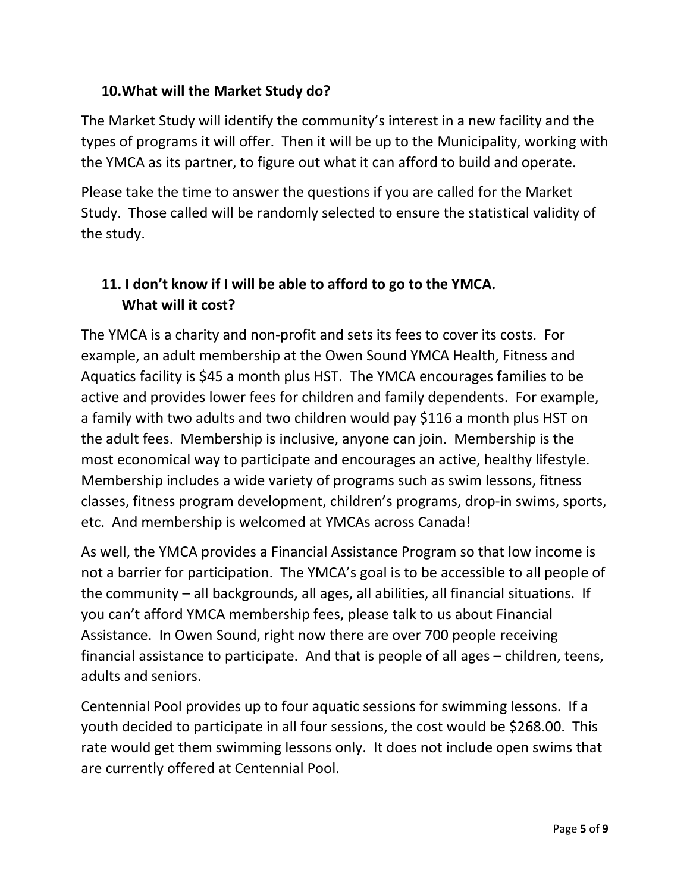## 10. What will the Market Study do?

The Market Study will identify the community's interest in a new facility and the types of programs it will offer. Then it will be up to the Municipality, working with the YMCA as its partner, to figure out what it can afford to build and operate.

Please take the time to answer the questions if you are called for the Market Study. Those called will be randomly selected to ensure the statistical validity of the study.

## 11. I don't know if I will be able to afford to go to the YMCA. What will it cost?

The YMCA is a charity and non-profit and sets its fees to cover its costs. For example, an adult membership at the Owen Sound YMCA Health, Fitness and Aquatics facility is $45 a month plus HST. The YMCA encourages families to be active and provides lower fees for children and family dependents. For example, a family with two adults and two children would pay $116 a month plus HST on the adult fees. Membership is inclusive, anyone can join. Membership is the most economical way to participate and encourages an active, healthy lifestyle. Membership includes a wide variety of programs such as swim lessons, fitness classes, fitness program development, children's programs, drop-in swims, sports, etc. And membership is welcomed at YMCAs across Canada!

As well, the YMCA provides a Financial Assistance Program so that low income is not a barrier for participation. The YMCA's goal is to be accessible to all people of the community – all backgrounds, all ages, all abilities, all financial situations. If you can't afford YMCA membership fees, please talk to us about Financial Assistance. In Owen Sound, right now there are over 700 people receiving financial assistance to participate. And that is people of all ages – children, teens, adults and seniors.

Centennial Pool provides up to four aquatic sessions for swimming lessons. If a youth decided to participate in all four sessions, the cost would be $268.00. This rate would get them swimming lessons only. It does not include open swims that are currently offered at Centennial Pool.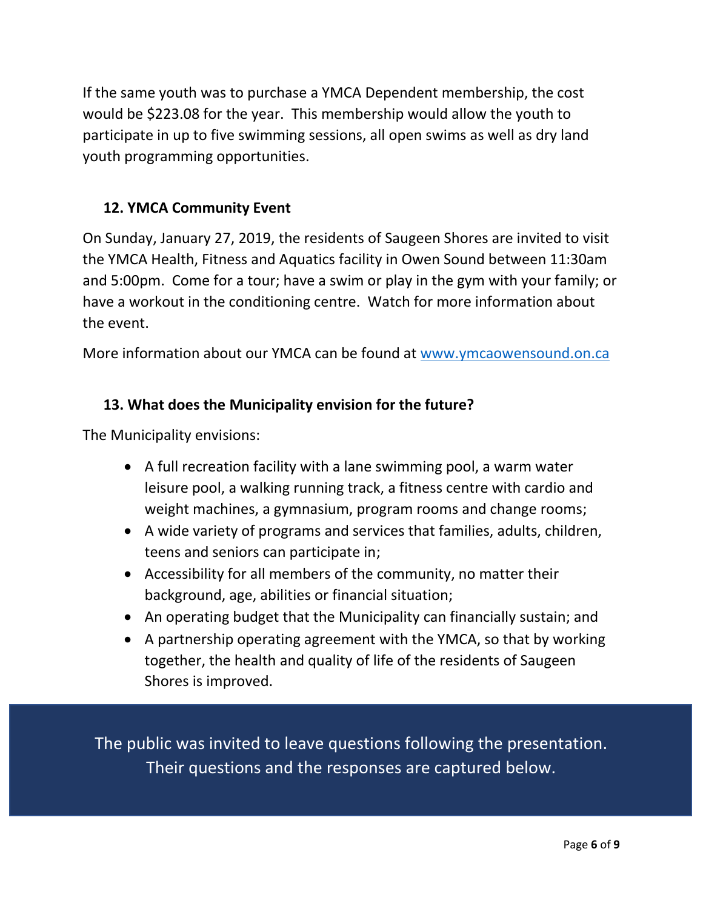If the same youth was to purchase a YMCA Dependent membership, the cost would be $223.08 for the year. This membership would allow the youth to participate in up to five swimming sessions, all open swims as well as dry land youth programming opportunities.

## 12. YMCA Community Event

On Sunday, January 27, 2019, the residents of Saugeen Shores are invited to visit the YMCA Health, Fitness and Aquatics facility in Owen Sound between 11:30am and 5:00pm. Come for a tour; have a swim or play in the gym with your family; or have a workout in the conditioning centre. Watch for more information about the event.

More information about our YMCA can be found at [www.ymcaowensound.on.ca](http://www.ymcaowensound.on.ca)

## 13. What does the Municipality envision for the future?

The Municipality envisions:

- A full recreation facility with a lane swimming pool, a warm water leisure pool, a walking running track, a fitness centre with cardio and weight machines, a gymnasium, program rooms and change rooms;
- A wide variety of programs and services that families, adults, children, teens and seniors can participate in;
- Accessibility for all members of the community, no matter their background, age, abilities or financial situation;
- An operating budget that the Municipality can financially sustain; and
- A partnership operating agreement with the YMCA, so that by working together, the health and quality of life of the residents of Saugeen Shores is improved.

The public was invited to leave questions following the presentation. Their questions and the responses are captured below.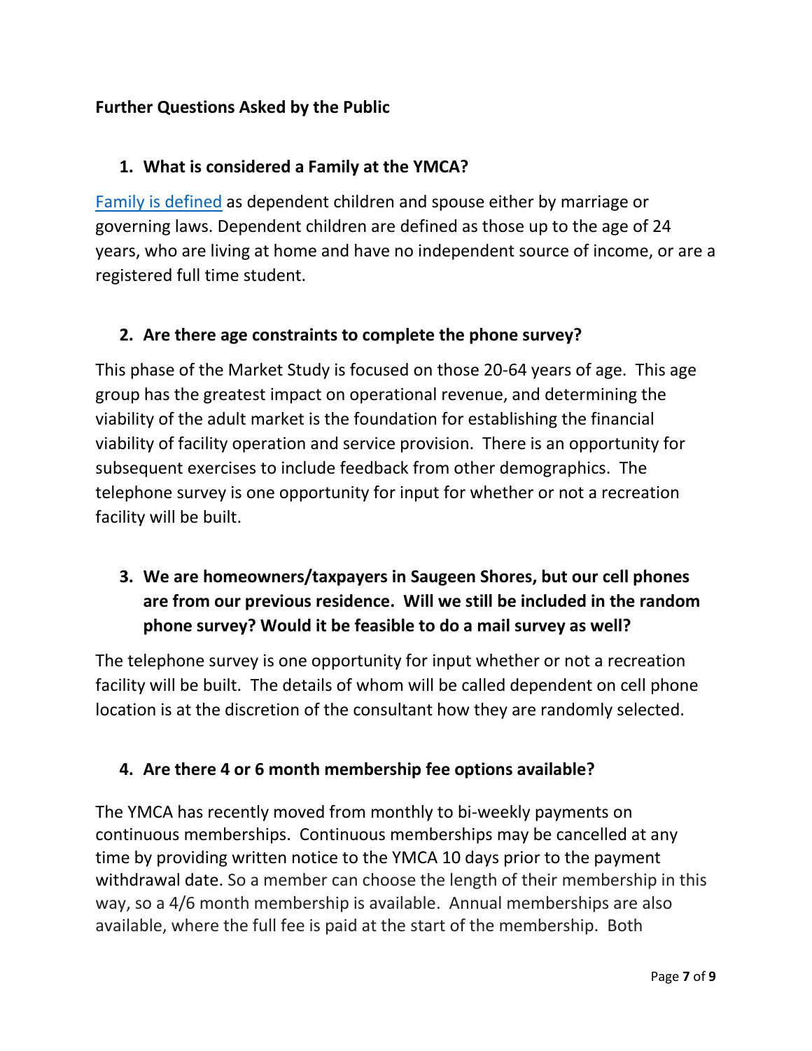## Further Questions Asked by the Public

### 1. What is considered a Family at the YMCA?

Family is defined as dependent children and spouse either by marriage or governing laws. Dependent children are defined as those up to the age of 24 years, who are living at home and have no independent source of income, or are a registered full time student.

### 2. Are there age constraints to complete the phone survey?

This phase of the Market Study is focused on those 20-64 years of age. This age group has the greatest impact on operational revenue, and determining the viability of the adult market is the foundation for establishing the financial viability of facility operation and service provision. There is an opportunity for subsequent exercises to include feedback from other demographics. The telephone survey is one opportunity for input for whether or not a recreation facility will be built.

### 3. We are homeowners/taxpayers in Saugeen Shores, but our cell phones are from our previous residence. Will we still be included in the random phone survey? Would it be feasible to do a mail survey as well?

The telephone survey is one opportunity for input whether or not a recreation facility will be built. The details of whom will be called dependent on cell phone location is at the discretion of the consultant how they are randomly selected.

### 4. Are there 4 or 6 month membership fee options available?

The YMCA has recently moved from monthly to bi-weekly payments on continuous memberships. Continuous memberships may be cancelled at any time by providing written notice to the YMCA 10 days prior to the payment withdrawal date. So a member can choose the length of their membership in this way, so a 4/6 month membership is available. Annual memberships are also available, where the full fee is paid at the start of the membership. Both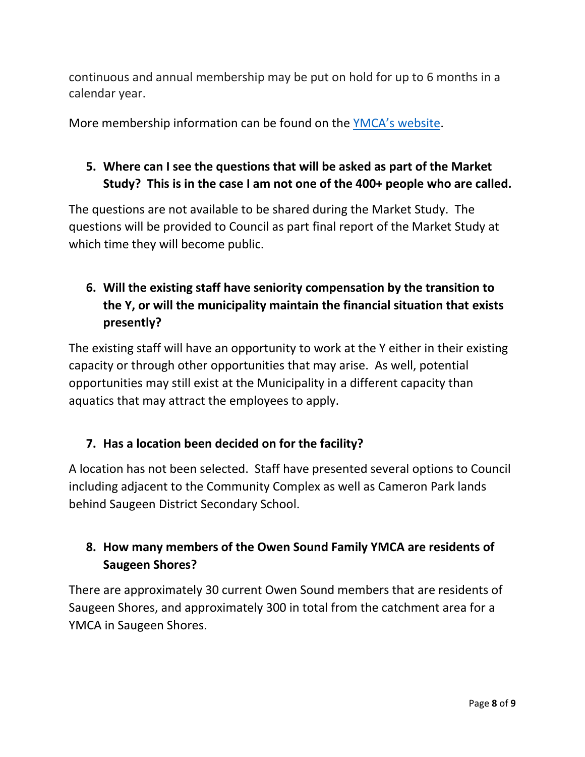continuous and annual membership may be put on hold for up to 6 months in a calendar year.

More membership information can be found on the [YMCA's website](#).

5. **Where can I see the questions that will be asked as part of the Market Study? This is in the case I am not one of the 400+ people who are called.**

The questions are not available to be shared during the Market Study. The questions will be provided to Council as part final report of the Market Study at which time they will become public.

6. **Will the existing staff have seniority compensation by the transition to the Y, or will the municipality maintain the financial situation that exists presently?**

The existing staff will have an opportunity to work at the Y either in their existing capacity or through other opportunities that may arise. As well, potential opportunities may still exist at the Municipality in a different capacity than aquatics that may attract the employees to apply.

7. **Has a location been decided on for the facility?**

A location has not been selected. Staff have presented several options to Council including adjacent to the Community Complex as well as Cameron Park lands behind Saugeen District Secondary School.

8. **How many members of the Owen Sound Family YMCA are residents of Saugeen Shores?**

There are approximately 30 current Owen Sound members that are residents of Saugeen Shores, and approximately 300 in total from the catchment area for a YMCA in Saugeen Shores.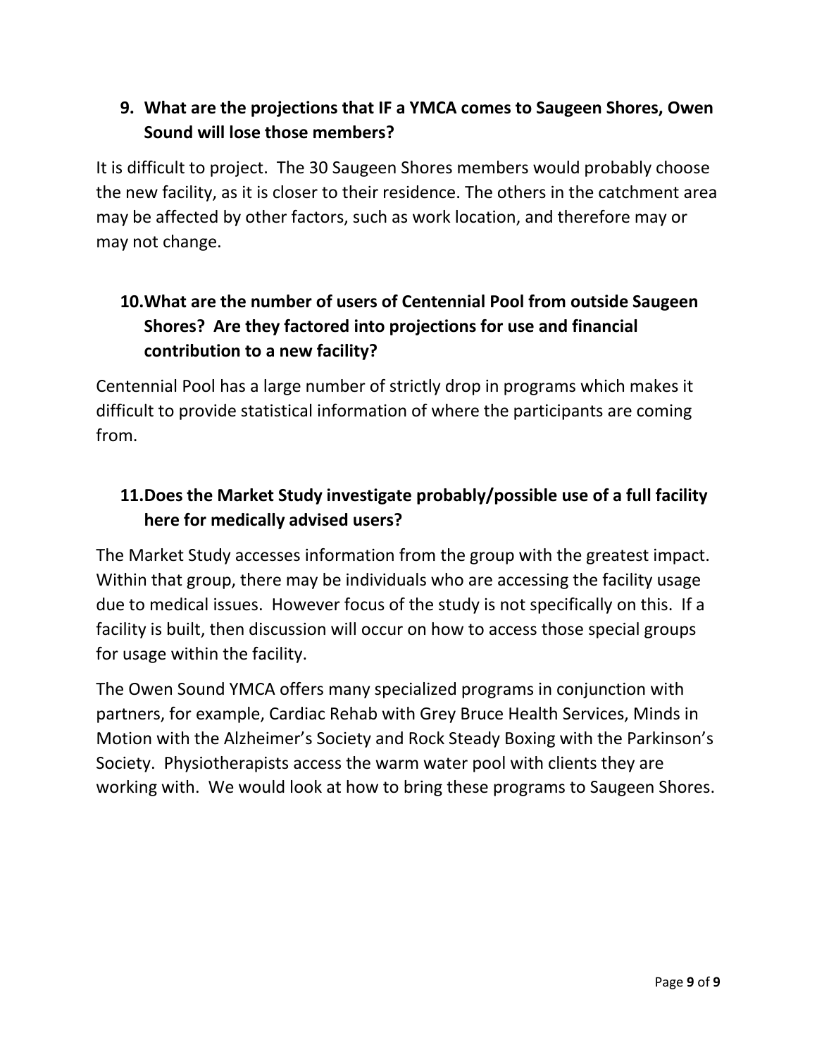9. **What are the projections that IF a YMCA comes to Saugeen Shores, Owen Sound will lose those members?**

It is difficult to project. The 30 Saugeen Shores members would probably choose the new facility, as it is closer to their residence. The others in the catchment area may be affected by other factors, such as work location, and therefore may or may not change.

10. **What are the number of users of Centennial Pool from outside Saugeen Shores? Are they factored into projections for use and financial contribution to a new facility?**

Centennial Pool has a large number of strictly drop in programs which makes it difficult to provide statistical information of where the participants are coming from.

11. **Does the Market Study investigate probably/possible use of a full facility here for medically advised users?**

The Market Study accesses information from the group with the greatest impact. Within that group, there may be individuals who are accessing the facility usage due to medical issues. However focus of the study is not specifically on this. If a facility is built, then discussion will occur on how to access those special groups for usage within the facility.

The Owen Sound YMCA offers many specialized programs in conjunction with partners, for example, Cardiac Rehab with Grey Bruce Health Services, Minds in Motion with the Alzheimer's Society and Rock Steady Boxing with the Parkinson's Society. Physiotherapists access the warm water pool with clients they are working with. We would look at how to bring these programs to Saugeen Shores.